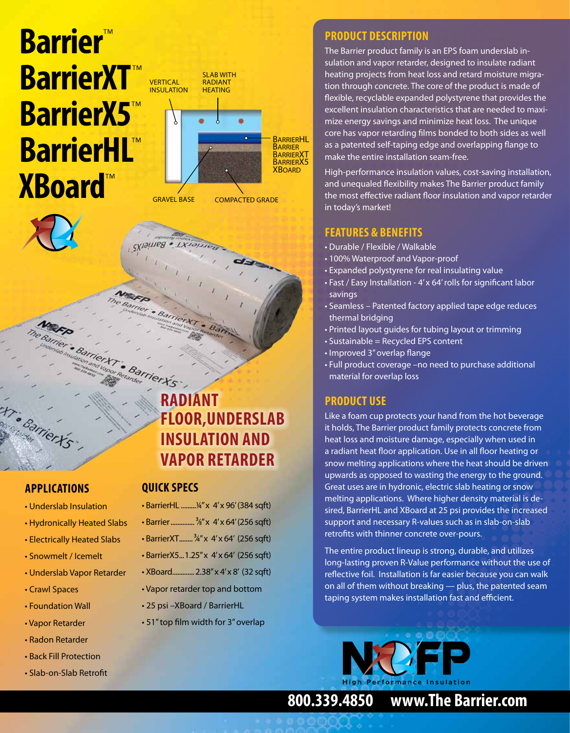# Barrier™
# BarrierXT™
# BarrierX5™
# BarrierHL™
# XBoard™

VERTICAL INSULATION

SLAB WITH RADIANT HEATING

BarrierHL
Barrier
BarrierXT
BarrierX5
XBoard

GRAVEL BASE

COMPACTED GRADE

## RADIANT FLOOR, UNDERSLAB INSULATION AND VAPOR RETARDER

## PRODUCT DESCRIPTION

The Barrier product family is an EPS foam underslab insulation and vapor retarder, designed to insulate radiant heating projects from heat loss and retard moisture migration through concrete. The core of the product is made of flexible, recyclable expanded polystyrene that provides the excellent insulation characteristics that are needed to maximize energy savings and minimize heat loss. The unique core has vapor retarding films bonded to both sides as well as a patented self-taping edge and overlapping flange to make the entire installation seam-free.

High-performance insulation values, cost-saving installation, and unequaled flexibility makes The Barrier product family the most effective radiant floor insulation and vapor retarder in today's market!

## FEATURES & BENEFITS

- Durable / Flexible / Walkable
- 100% Waterproof and Vapor-proof
- Expanded polystyrene for real insulating value
- Fast / Easy Installation - 4' x 64' rolls for significant labor savings
- Seamless – Patented factory applied tape edge reduces thermal bridging
- Printed layout guides for tubing layout or trimming
- Sustainable = Recycled EPS content
- Improved 3" overlap flange
- Full product coverage –no need to purchase additional material for overlap loss

## PRODUCT USE

Like a foam cup protects your hand from the hot beverage it holds, The Barrier product family protects concrete from heat loss and moisture damage, especially when used in a radiant heat floor application. Use in all floor heating or snow melting applications where the heat should be driven upwards as opposed to wasting the energy to the ground. Great uses are in hydronic, electric slab heating or snow melting applications. Where higher density material is desired, BarrierHL and XBoard at 25 psi provides the increased support and necessary R-values such as in slab-on-slab retrofits with thinner concrete over-pours.

The entire product lineup is strong, durable, and utilizes long-lasting proven R-Value performance without the use of reflective foil. Installation is far easier because you can walk on all of them without breaking — plus, the patented seam taping system makes installation fast and efficient.

## APPLICATIONS

- Underslab Insulation
- Hydronically Heated Slabs
- Electrically Heated Slabs
- Snowmelt / Icemelt
- Underslab Vapor Retarder
- Crawl Spaces
- Foundation Wall
- Vapor Retarder
- Radon Retarder
- Back Fill Protection
- Slab-on-Slab Retrofit

## QUICK SPECS

- BarrierHL ......... ¼" x 4' x 96' (384 sqft)
- Barrier .............. ⅜" x 4' x 64' (256 sqft)
- BarrierXT ........ ¾" x 4' x 64' (256 sqft)
- BarrierX5 ... 1.25" x 4' x 64' (256 sqft)
- XBoard ............. 2.38" x 4' x 8' (32 sqft)
- Vapor retarder top and bottom
- 25 psi –XBoard / BarrierHL
- 51" top film width for 3" overlap

NXFP High Performance Insulation

**800.339.4850 www.The Barrier.com**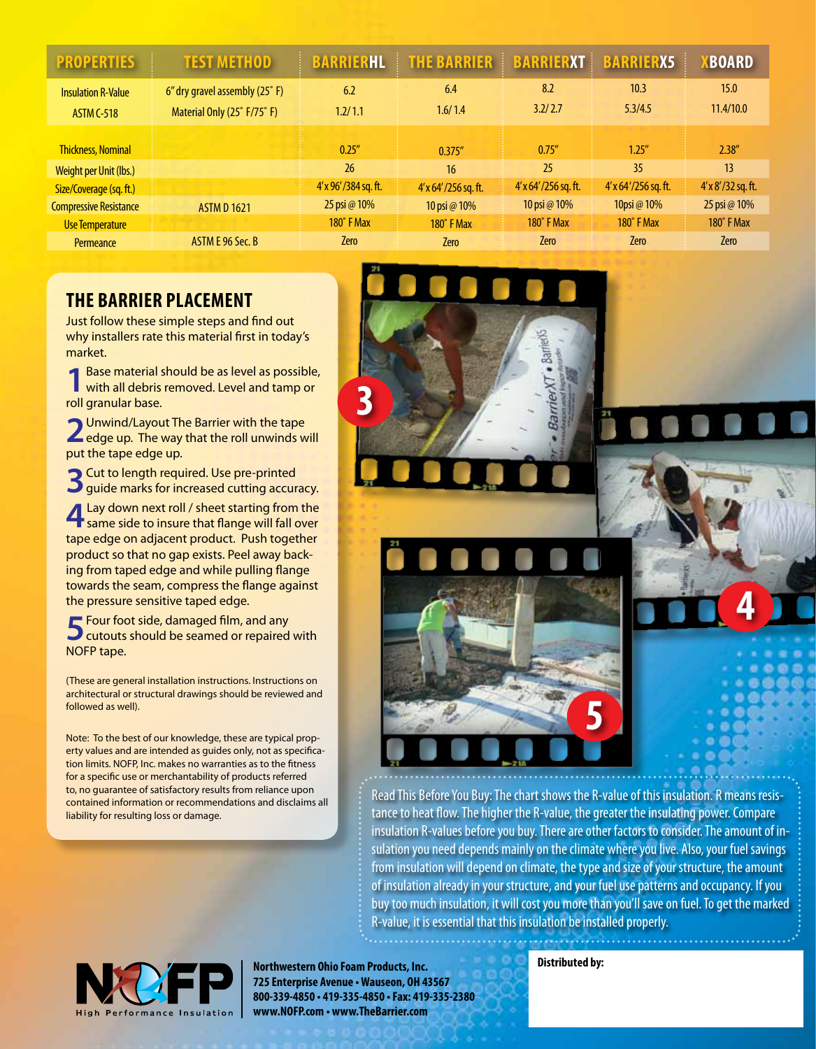| PROPERTIES | TEST METHOD | BARRIERHL | THE BARRIER | BARRIERXT | BARRIERX5 | XBOARD |
|---|---|---|---|---|---|---|
| Insulation R-Value | 6" dry gravel assembly (25˚ F) | 6.2 | 6.4 | 8.2 | 10.3 | 15.0 |
| ASTM C-518 | Material Only (25˚ F/75˚ F) | 1.2/1.1 | 1.6/1.4 | 3.2/2.7 | 5.3/4.5 | 11.4/10.0 |
| Thickness, Nominal | | 0.25" | 0.375" | 0.75" | 1.25" | 2.38" |
| Weight per Unit (lbs.) | | 26 | 16 | 25 | 35 | 13 |
| Size/Coverage (sq. ft.) | | 4' x 96' /384 sq. ft. | 4' x 64' /256 sq. ft. | 4' x 64' /256 sq. ft. | 4' x 64' /256 sq. ft. | 4' x 8' /32 sq. ft. |
| Compressive Resistance | ASTM D 1621 | 25 psi @ 10% | 10 psi @ 10% | 10 psi @ 10% | 10psi @ 10% | 25 psi @ 10% |
| Use Temperature | | 180˚ F Max | 180˚ F Max | 180˚ F Max | 180˚ F Max | 180˚ F Max |
| Permeance | ASTM E 96 Sec. B | Zero | Zero | Zero | Zero | Zero |

## THE BARRIER PLACEMENT

Just follow these simple steps and find out why installers rate this material first in today's market.

1. Base material should be as level as possible, with all debris removed. Level and tamp or roll granular base.
2. Unwind/Layout The Barrier with the tape edge up. The way that the roll unwinds will put the tape edge up.
3. Cut to length required. Use pre-printed guide marks for increased cutting accuracy.
4. Lay down next roll / sheet starting from the same side to insure that flange will fall over tape edge on adjacent product. Push together product so that no gap exists. Peel away backing from taped edge and while pulling flange towards the seam, compress the flange against the pressure sensitive taped edge.
5. Four foot side, damaged film, and any cutouts should be seamed or repaired with NOFP tape.

(These are general installation instructions. Instructions on architectural or structural drawings should be reviewed and followed as well).

Note: To the best of our knowledge, these are typical property values and are intended as guides only, not as specification limits. NOFP, Inc. makes no warranties as to the fitness for a specific use or merchantability of products referred to, no guarantee of satisfactory results from reliance upon contained information or recommendations and disclaims all liability for resulting loss or damage.

Read This Before You Buy: The chart shows the R-value of this insulation. R means resistance to heat flow. The higher the R-value, the greater the insulating power. Compare insulation R-values before you buy. There are other factors to consider. The amount of insulation you need depends mainly on the climate where you live. Also, your fuel savings from insulation will depend on climate, the type and size of your structure, the amount of insulation already in your structure, and your fuel use patterns and occupancy. If you buy too much insulation, it will cost you more than you'll save on fuel. To get the marked R-value, it is essential that this insulation be installed properly.

NOFP High Performance Insulation

**Northwestern Ohio Foam Products, Inc.**
**725 Enterprise Avenue • Wauseon, OH 43567**
**800-339-4850 • 419-335-4850 • Fax: 419-335-2380**
**www.NOFP.com • www.TheBarrier.com**

**Distributed by:**